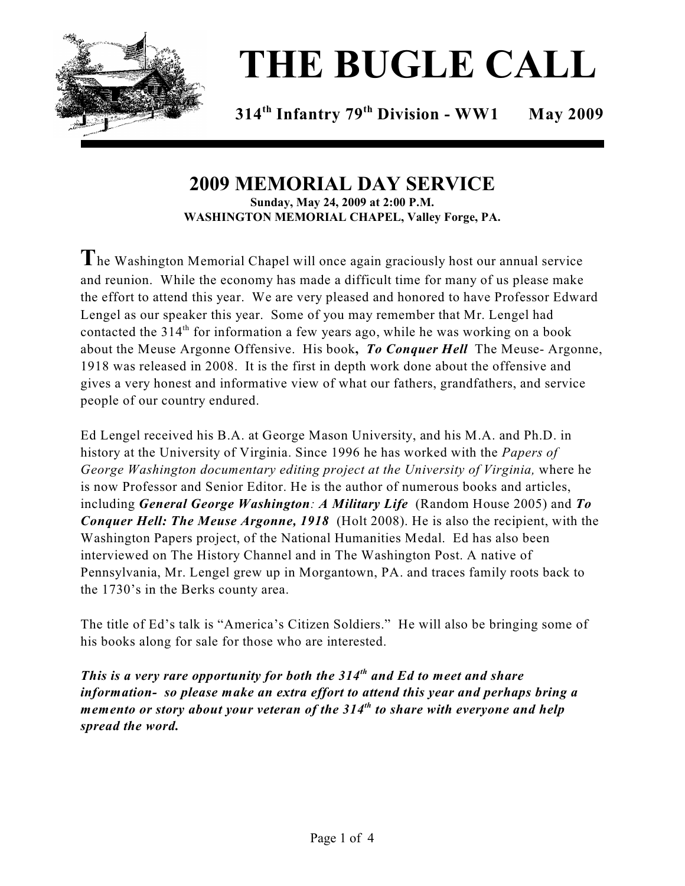# THE BUGLE CALL

**314th Infantry 79th Division - WW1 May 2009**

## 2009 MEMORIAL DAY SERVICE

**Sunday, May 24, 2009 at 2:00 P.M.**
**WASHINGTON MEMORIAL CHAPEL, Valley Forge, PA.**

The Washington Memorial Chapel will once again graciously host our annual service and reunion. While the economy has made a difficult time for many of us please make the effort to attend this year. We are very pleased and honored to have Professor Edward Lengel as our speaker this year. Some of you may remember that Mr. Lengel had contacted the 314th for information a few years ago, while he was working on a book about the Meuse Argonne Offensive. His book**,** ***To Conquer Hell*** The Meuse- Argonne, 1918 was released in 2008. It is the first in depth work done about the offensive and gives a very honest and informative view of what our fathers, grandfathers, and service people of our country endured.

Ed Lengel received his B.A. at George Mason University, and his M.A. and Ph.D. in history at the University of Virginia. Since 1996 he has worked with the *Papers of George Washington documentary editing project at the University of Virginia,* where he is now Professor and Senior Editor. He is the author of numerous books and articles, including ***General George Washington**: **A Military Life*** (Random House 2005) and ***To Conquer Hell: The Meuse Argonne, 1918*** (Holt 2008). He is also the recipient, with the Washington Papers project, of the National Humanities Medal. Ed has also been interviewed on The History Channel and in The Washington Post. A native of Pennsylvania, Mr. Lengel grew up in Morgantown, PA. and traces family roots back to the 1730's in the Berks county area.

The title of Ed's talk is "America's Citizen Soldiers." He will also be bringing some of his books along for sale for those who are interested.

***This is a very rare opportunity for both the 314th and Ed to meet and share information- so please make an extra effort to attend this year and perhaps bring a memento or story about your veteran of the 314th to share with everyone and help spread the word.***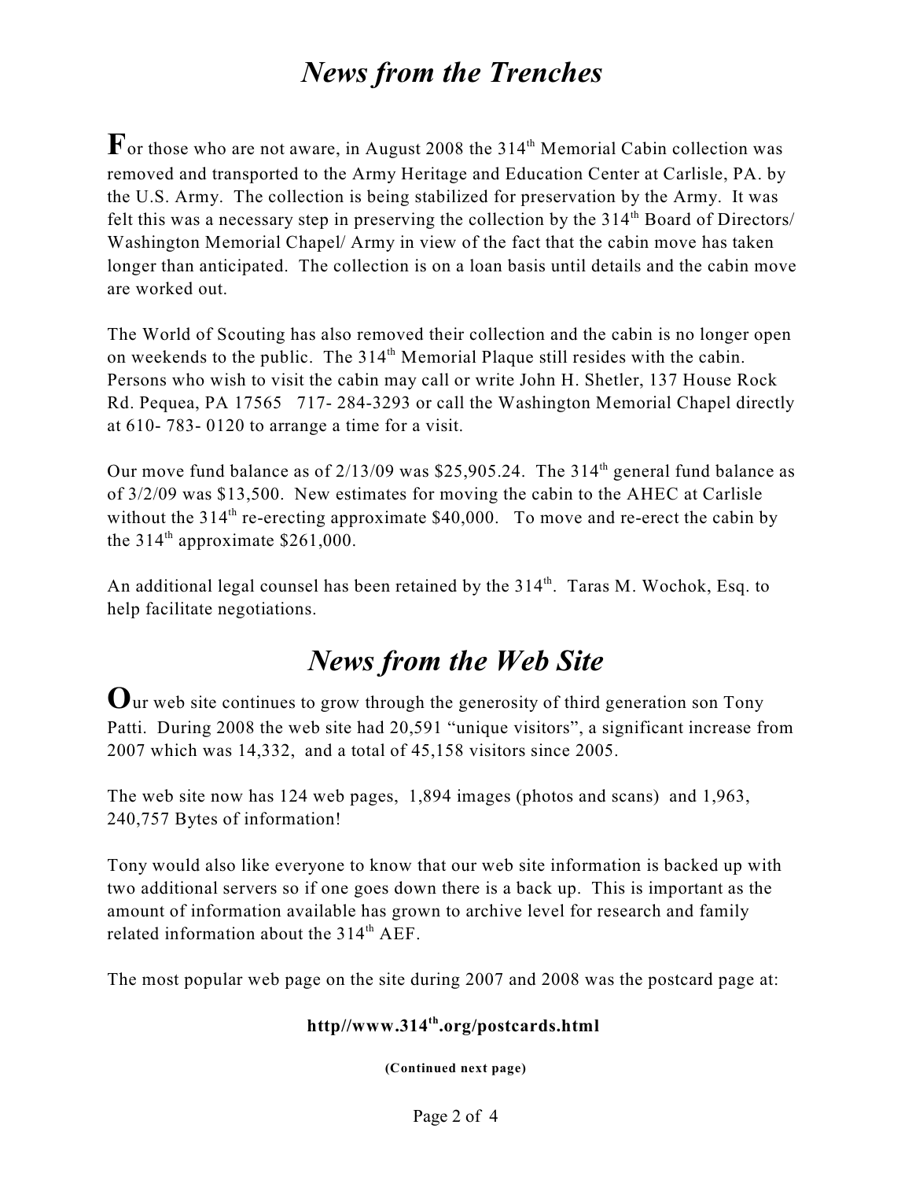# *News from the Trenches*

**F**or those who are not aware, in August 2008 the 314th Memorial Cabin collection was removed and transported to the Army Heritage and Education Center at Carlisle, PA. by the U.S. Army. The collection is being stabilized for preservation by the Army. It was felt this was a necessary step in preserving the collection by the 314th Board of Directors/ Washington Memorial Chapel/ Army in view of the fact that the cabin move has taken longer than anticipated. The collection is on a loan basis until details and the cabin move are worked out.

The World of Scouting has also removed their collection and the cabin is no longer open on weekends to the public. The 314th Memorial Plaque still resides with the cabin. Persons who wish to visit the cabin may call or write John H. Shetler, 137 House Rock Rd. Pequea, PA 17565 717- 284-3293 or call the Washington Memorial Chapel directly at 610- 783- 0120 to arrange a time for a visit.

Our move fund balance as of 2/13/09 was $25,905.24. The 314th general fund balance as of 3/2/09 was $13,500. New estimates for moving the cabin to the AHEC at Carlisle without the 314th re-erecting approximate $40,000. To move and re-erect the cabin by the 314th approximate $261,000.

An additional legal counsel has been retained by the 314th. Taras M. Wochok, Esq. to help facilitate negotiations.

# *News from the Web Site*

**O**ur web site continues to grow through the generosity of third generation son Tony Patti. During 2008 the web site had 20,591 "unique visitors", a significant increase from 2007 which was 14,332, and a total of 45,158 visitors since 2005.

The web site now has 124 web pages, 1,894 images (photos and scans) and 1,963, 240,757 Bytes of information!

Tony would also like everyone to know that our web site information is backed up with two additional servers so if one goes down there is a back up. This is important as the amount of information available has grown to archive level for research and family related information about the 314th AEF.

The most popular web page on the site during 2007 and 2008 was the postcard page at:

**http//www.314th.org/postcards.html**

**(Continued next page)**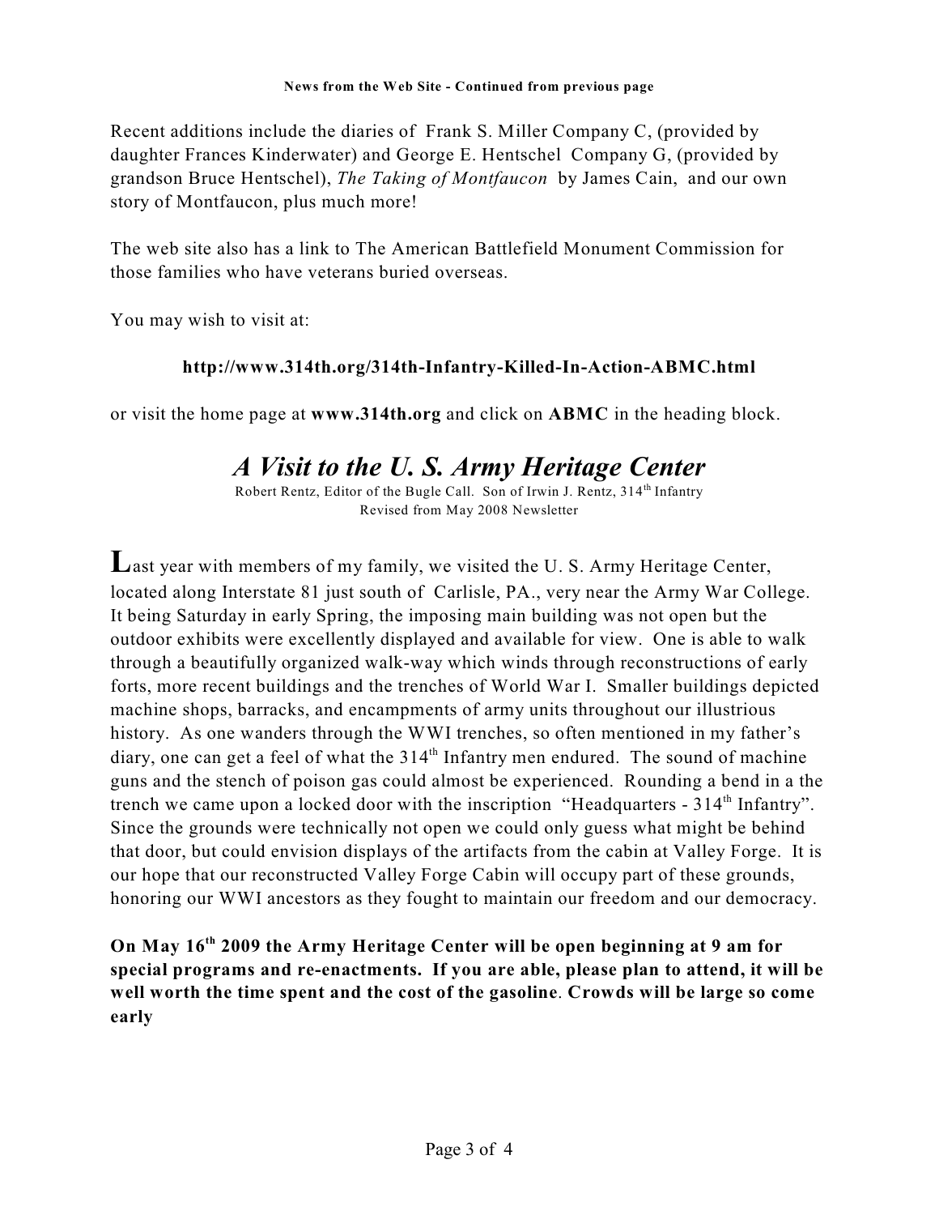**News from the Web Site - Continued from previous page**

Recent additions include the diaries of Frank S. Miller Company C, (provided by daughter Frances Kinderwater) and George E. Hentschel Company G, (provided by grandson Bruce Hentschel), *The Taking of Montfaucon* by James Cain, and our own story of Montfaucon, plus much more!

The web site also has a link to The American Battlefield Monument Commission for those families who have veterans buried overseas.

You may wish to visit at:

**http://www.314th.org/314th-Infantry-Killed-In-Action-ABMC.html**

or visit the home page at **www.314th.org** and click on **ABMC** in the heading block.

# *A Visit to the U. S. Army Heritage Center*

Robert Rentz, Editor of the Bugle Call. Son of Irwin J. Rentz, 314th Infantry
Revised from May 2008 Newsletter

Last year with members of my family, we visited the U. S. Army Heritage Center, located along Interstate 81 just south of Carlisle, PA., very near the Army War College. It being Saturday in early Spring, the imposing main building was not open but the outdoor exhibits were excellently displayed and available for view. One is able to walk through a beautifully organized walk-way which winds through reconstructions of early forts, more recent buildings and the trenches of World War I. Smaller buildings depicted machine shops, barracks, and encampments of army units throughout our illustrious history. As one wanders through the WWI trenches, so often mentioned in my father's diary, one can get a feel of what the 314th Infantry men endured. The sound of machine guns and the stench of poison gas could almost be experienced. Rounding a bend in a the trench we came upon a locked door with the inscription "Headquarters - 314th Infantry". Since the grounds were technically not open we could only guess what might be behind that door, but could envision displays of the artifacts from the cabin at Valley Forge. It is our hope that our reconstructed Valley Forge Cabin will occupy part of these grounds, honoring our WWI ancestors as they fought to maintain our freedom and our democracy.

**On May 16th 2009 the Army Heritage Center will be open beginning at 9 am for special programs and re-enactments. If you are able, please plan to attend, it will be well worth the time spent and the cost of the gasoline. Crowds will be large so come early**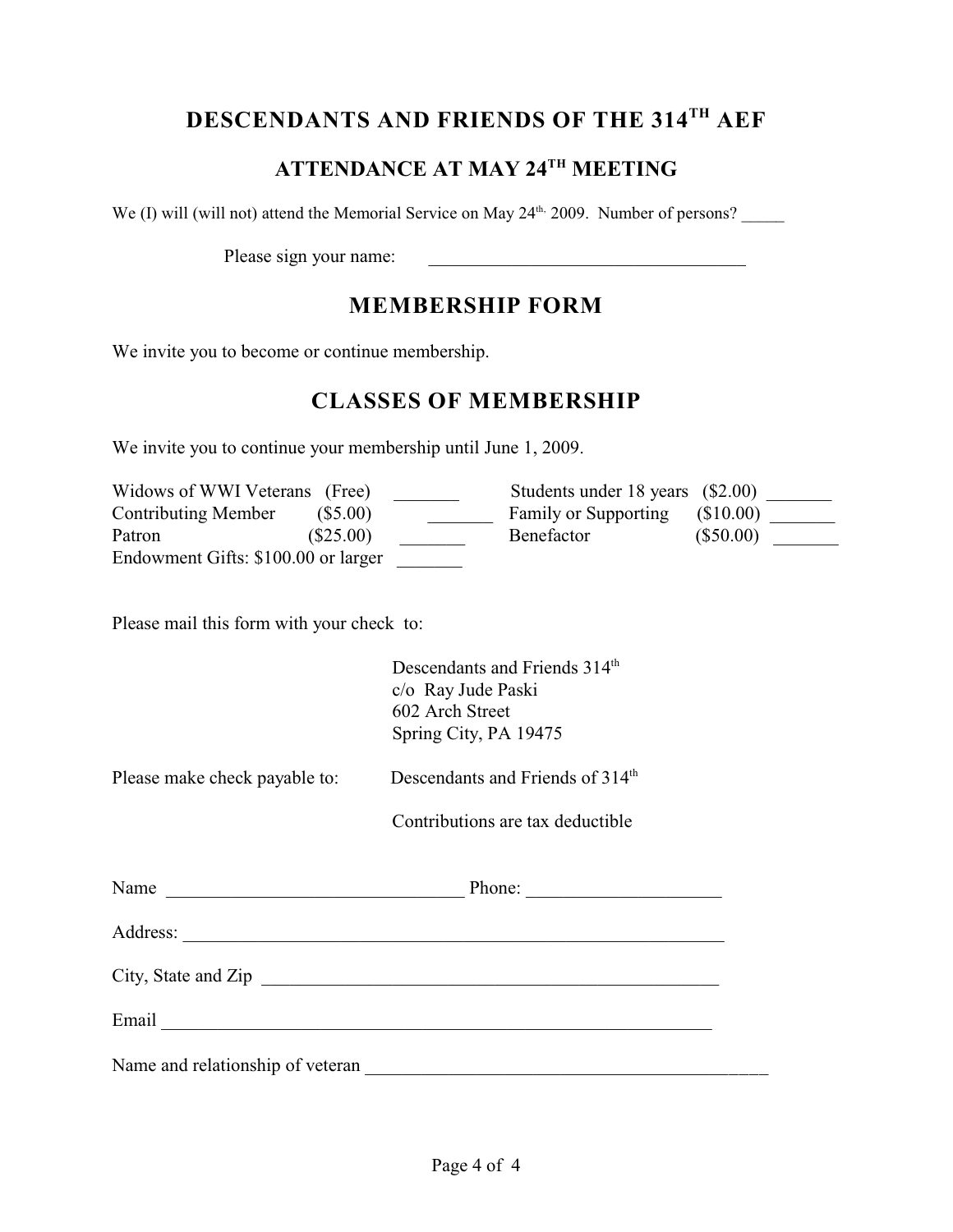# DESCENDANTS AND FRIENDS OF THE 314TH AEF

## ATTENDANCE AT MAY 24TH MEETING

We (I) will (will not) attend the Memorial Service on May 24th, 2009. Number of persons? _____

Please sign your name: ___________________________________

## MEMBERSHIP FORM

We invite you to become or continue membership.

## CLASSES OF MEMBERSHIP

We invite you to continue your membership until June 1, 2009.

| | | | | | |
|---|---|---|---|---|---|
| Widows of WWI Veterans | (Free) | _______ | Students under 18 years | ($2.00) | _______ |
| Contributing Member | ($5.00) | _______ | Family or Supporting | ($10.00) | _______ |
| Patron | ($25.00) | _______ | Benefactor | ($50.00) | _______ |
| Endowment Gifts: $100.00 or larger | | _______ | | | |

Please mail this form with your check to:

Descendants and Friends 314th
c/o Ray Jude Paski
602 Arch Street
Spring City, PA 19475

Please make check payable to: Descendants and Friends of 314th

Contributions are tax deductible

Name ________________________________ Phone: _____________________

Address: ____________________________________________________________

City, State and Zip __________________________________________________

Email ______________________________________________________________

Name and relationship of veteran _____________________________________________